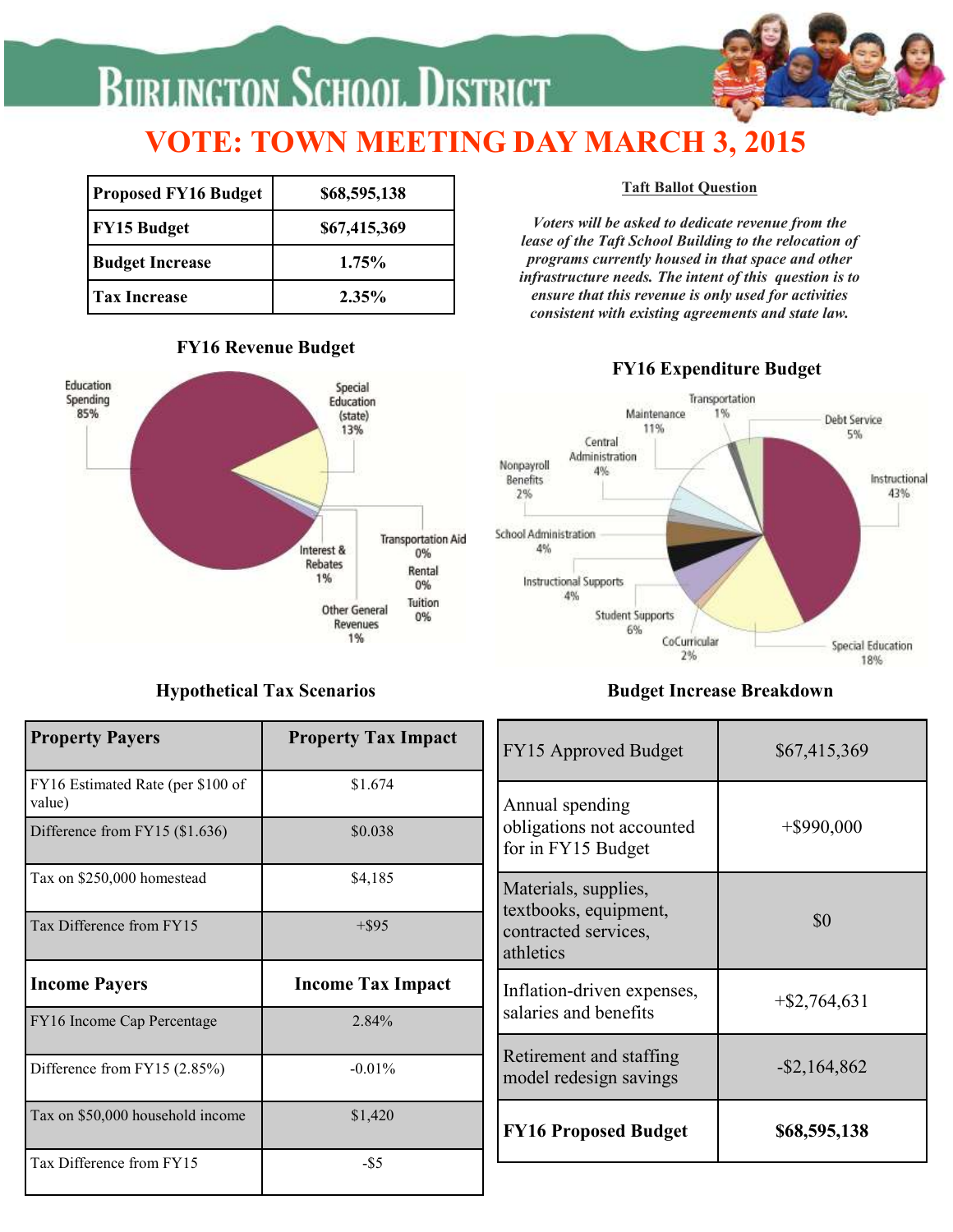# Burlington School District

## VOTE: TOWN MEETING DAY MARCH 3, 2015

| Proposed FY16 Budget | $68,595,138 |
|---|---|
| FY15 Budget | $67,415,369 |
| Budget Increase | 1.75% |
| Tax Increase | 2.35% |

### Taft Ballot Question

*Voters will be asked to dedicate revenue from the lease of the Taft School Building to the relocation of programs currently housed in that space and other infrastructure needs. The intent of this question is to ensure that this revenue is only used for activities consistent with existing agreements and state law.*

### FY16 Revenue Budget

- Education Spending 85%
- Special Education (state) 13%
- Interest & Rebates 1%
- Other General Revenues 1%
- Transportation Aid 0%
- Rental 0%
- Tuition 0%

### FY16 Expenditure Budget

- Instructional 43%
- Special Education 18%
- CoCurricular 2%
- Student Supports 6%
- Instructional Supports 4%
- School Administration 4%
- Nonpayroll Benefits 2%
- Central Administration 4%
- Maintenance 11%
- Transportation 1%
- Debt Service 5%

### Hypothetical Tax Scenarios

| Property Payers | Property Tax Impact |
|---|---|
| FY16 Estimated Rate (per $100 of value) | $1.674 |
| Difference from FY15 ($1.636) | $0.038 |
| Tax on $250,000 homestead | $4,185 |
| Tax Difference from FY15 | +$95 |
| **Income Payers** | **Income Tax Impact** |
| FY16 Income Cap Percentage | 2.84% |
| Difference from FY15 (2.85%) | -0.01% |
| Tax on $50,000 household income | $1,420 |
| Tax Difference from FY15 | -$5 |

### Budget Increase Breakdown

| FY15 Approved Budget | $67,415,369 |
|---|---|
| Annual spending obligations not accounted for in FY15 Budget | +$990,000 |
| Materials, supplies, textbooks, equipment, contracted services, athletics | $0 |
| Inflation-driven expenses, salaries and benefits | +$2,764,631 |
| Retirement and staffing model redesign savings | -$2,164,862 |
| **FY16 Proposed Budget** | **$68,595,138** |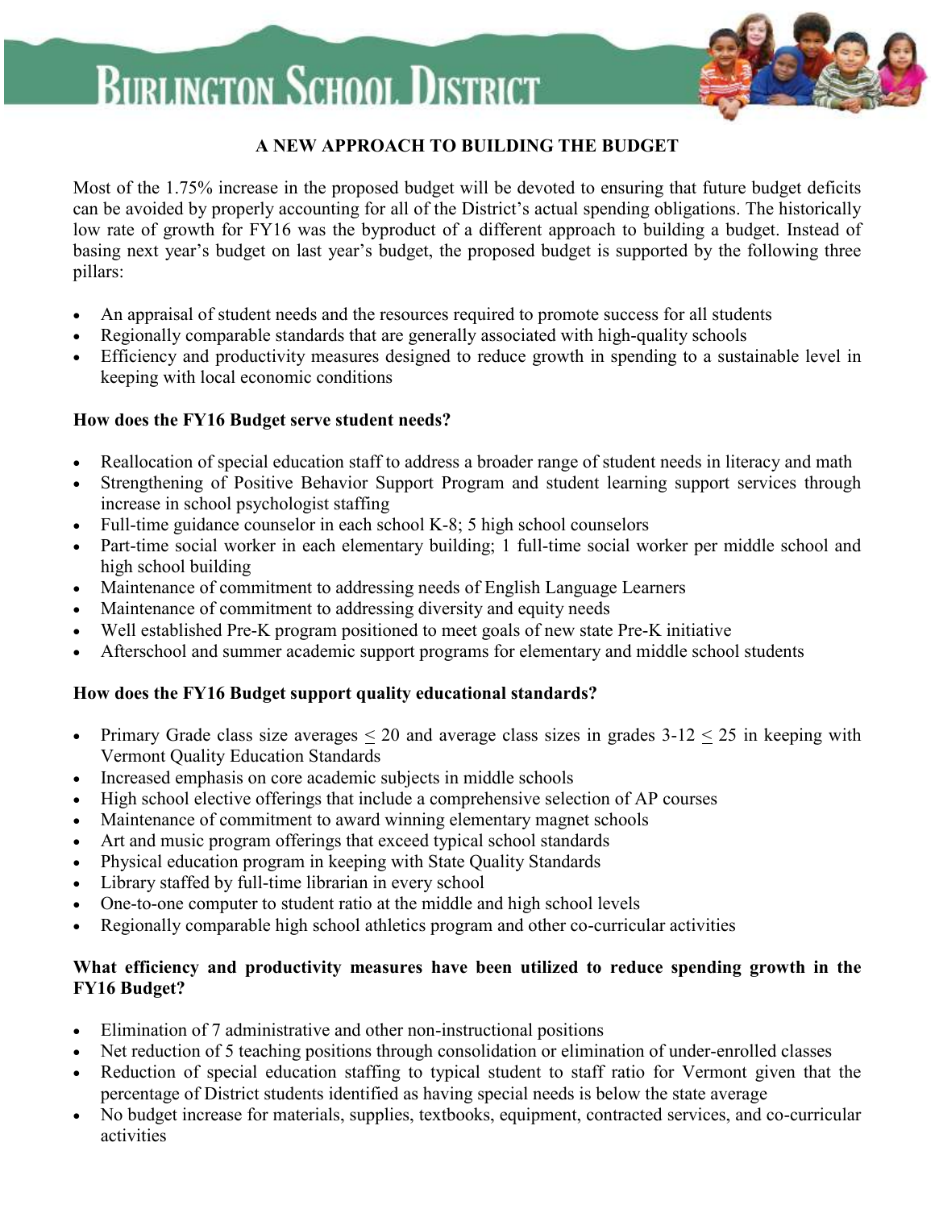# BURLINGTON SCHOOL DISTRICT

## A NEW APPROACH TO BUILDING THE BUDGET

Most of the 1.75% increase in the proposed budget will be devoted to ensuring that future budget deficits can be avoided by properly accounting for all of the District's actual spending obligations. The historically low rate of growth for FY16 was the byproduct of a different approach to building a budget. Instead of basing next year's budget on last year's budget, the proposed budget is supported by the following three pillars:

- An appraisal of student needs and the resources required to promote success for all students
- Regionally comparable standards that are generally associated with high-quality schools
- Efficiency and productivity measures designed to reduce growth in spending to a sustainable level in keeping with local economic conditions

### How does the FY16 Budget serve student needs?

- Reallocation of special education staff to address a broader range of student needs in literacy and math
- Strengthening of Positive Behavior Support Program and student learning support services through increase in school psychologist staffing
- Full-time guidance counselor in each school K-8; 5 high school counselors
- Part-time social worker in each elementary building; 1 full-time social worker per middle school and high school building
- Maintenance of commitment to addressing needs of English Language Learners
- Maintenance of commitment to addressing diversity and equity needs
- Well established Pre-K program positioned to meet goals of new state Pre-K initiative
- Afterschool and summer academic support programs for elementary and middle school students

### How does the FY16 Budget support quality educational standards?

- Primary Grade class size averages $\leq$ 20 and average class sizes in grades 3-12 $\leq$ 25 in keeping with Vermont Quality Education Standards
- Increased emphasis on core academic subjects in middle schools
- High school elective offerings that include a comprehensive selection of AP courses
- Maintenance of commitment to award winning elementary magnet schools
- Art and music program offerings that exceed typical school standards
- Physical education program in keeping with State Quality Standards
- Library staffed by full-time librarian in every school
- One-to-one computer to student ratio at the middle and high school levels
- Regionally comparable high school athletics program and other co-curricular activities

### What efficiency and productivity measures have been utilized to reduce spending growth in the FY16 Budget?

- Elimination of 7 administrative and other non-instructional positions
- Net reduction of 5 teaching positions through consolidation or elimination of under-enrolled classes
- Reduction of special education staffing to typical student to staff ratio for Vermont given that the percentage of District students identified as having special needs is below the state average
- No budget increase for materials, supplies, textbooks, equipment, contracted services, and co-curricular activities